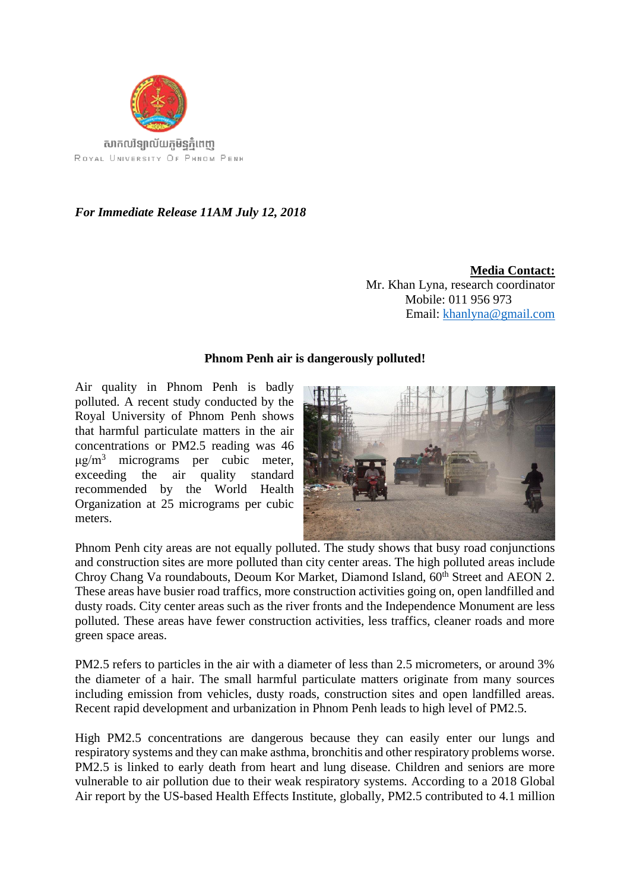សាកលវិទ្យាល័យភូមិន្ទភ្នំពេញ

ROYAL UNIVERSITY OF PHNOM PENH

***For Immediate Release 11AM July 12, 2018***

**Media Contact:**
Mr. Khan Lyna, research coordinator
Mobile: 011 956 973
Email: [khanlyna@gmail.com](mailto:khanlyna@gmail.com)

**Phnom Penh air is dangerously polluted!**

Air quality in Phnom Penh is badly polluted. A recent study conducted by the Royal University of Phnom Penh shows that harmful particulate matters in the air concentrations or PM2.5 reading was 46 $\mu g/m^3$ micrograms per cubic meter, exceeding the air quality standard recommended by the World Health Organization at 25 micrograms per cubic meters.

Phnom Penh city areas are not equally polluted. The study shows that busy road conjunctions and construction sites are more polluted than city center areas. The high polluted areas include Chroy Chang Va roundabouts, Deoum Kor Market, Diamond Island, 60$^{th}$ Street and AEON 2. These areas have busier road traffics, more construction activities going on, open landfilled and dusty roads. City center areas such as the river fronts and the Independence Monument are less polluted. These areas have fewer construction activities, less traffics, cleaner roads and more green space areas.

PM2.5 refers to particles in the air with a diameter of less than 2.5 micrometers, or around 3% the diameter of a hair. The small harmful particulate matters originate from many sources including emission from vehicles, dusty roads, construction sites and open landfilled areas. Recent rapid development and urbanization in Phnom Penh leads to high level of PM2.5.

High PM2.5 concentrations are dangerous because they can easily enter our lungs and respiratory systems and they can make asthma, bronchitis and other respiratory problems worse. PM2.5 is linked to early death from heart and lung disease. Children and seniors are more vulnerable to air pollution due to their weak respiratory systems. According to a 2018 Global Air report by the US-based Health Effects Institute, globally, PM2.5 contributed to 4.1 million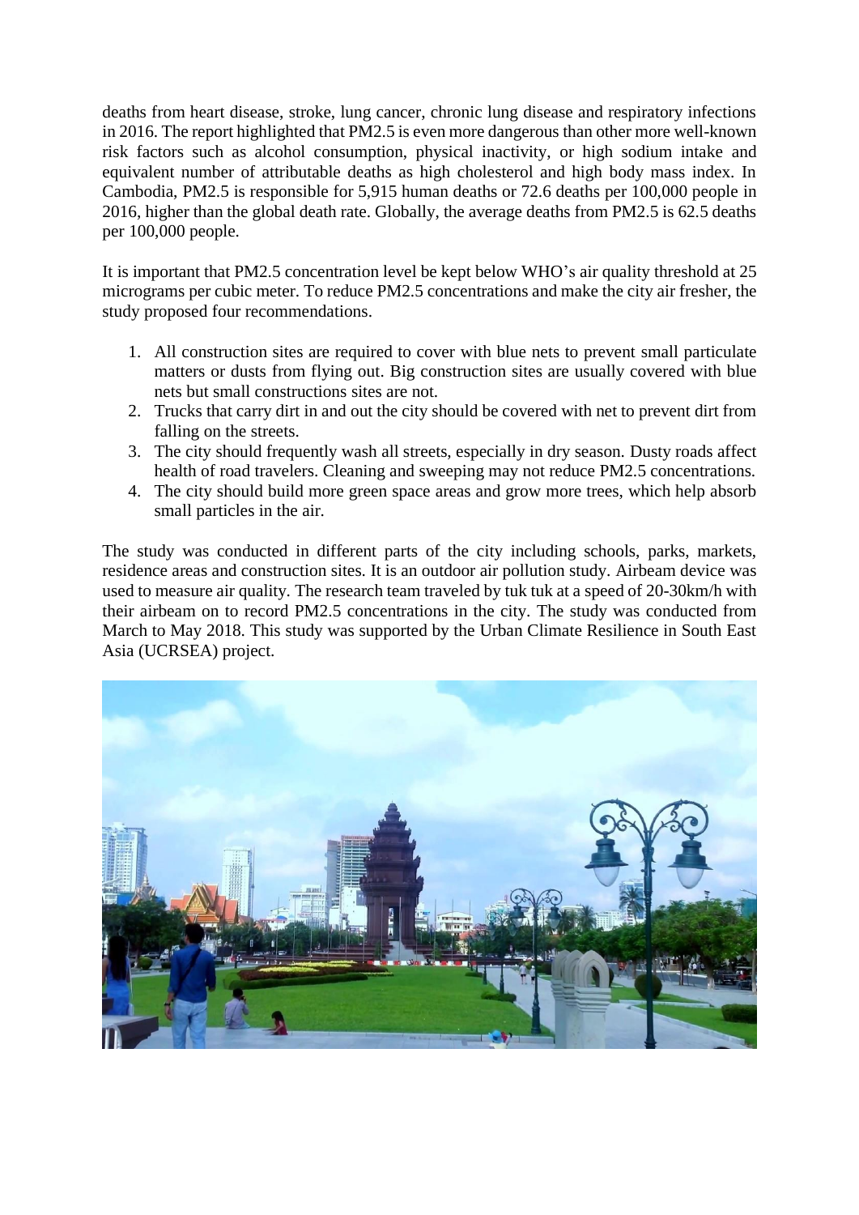deaths from heart disease, stroke, lung cancer, chronic lung disease and respiratory infections in 2016. The report highlighted that PM2.5 is even more dangerous than other more well-known risk factors such as alcohol consumption, physical inactivity, or high sodium intake and equivalent number of attributable deaths as high cholesterol and high body mass index. In Cambodia, PM2.5 is responsible for 5,915 human deaths or 72.6 deaths per 100,000 people in 2016, higher than the global death rate. Globally, the average deaths from PM2.5 is 62.5 deaths per 100,000 people.

It is important that PM2.5 concentration level be kept below WHO's air quality threshold at 25 micrograms per cubic meter. To reduce PM2.5 concentrations and make the city air fresher, the study proposed four recommendations.

1. All construction sites are required to cover with blue nets to prevent small particulate matters or dusts from flying out. Big construction sites are usually covered with blue nets but small constructions sites are not.
2. Trucks that carry dirt in and out the city should be covered with net to prevent dirt from falling on the streets.
3. The city should frequently wash all streets, especially in dry season. Dusty roads affect health of road travelers. Cleaning and sweeping may not reduce PM2.5 concentrations.
4. The city should build more green space areas and grow more trees, which help absorb small particles in the air.

The study was conducted in different parts of the city including schools, parks, markets, residence areas and construction sites. It is an outdoor air pollution study. Airbeam device was used to measure air quality. The research team traveled by tuk tuk at a speed of 20-30km/h with their airbeam on to record PM2.5 concentrations in the city. The study was conducted from March to May 2018. This study was supported by the Urban Climate Resilience in South East Asia (UCRSEA) project.